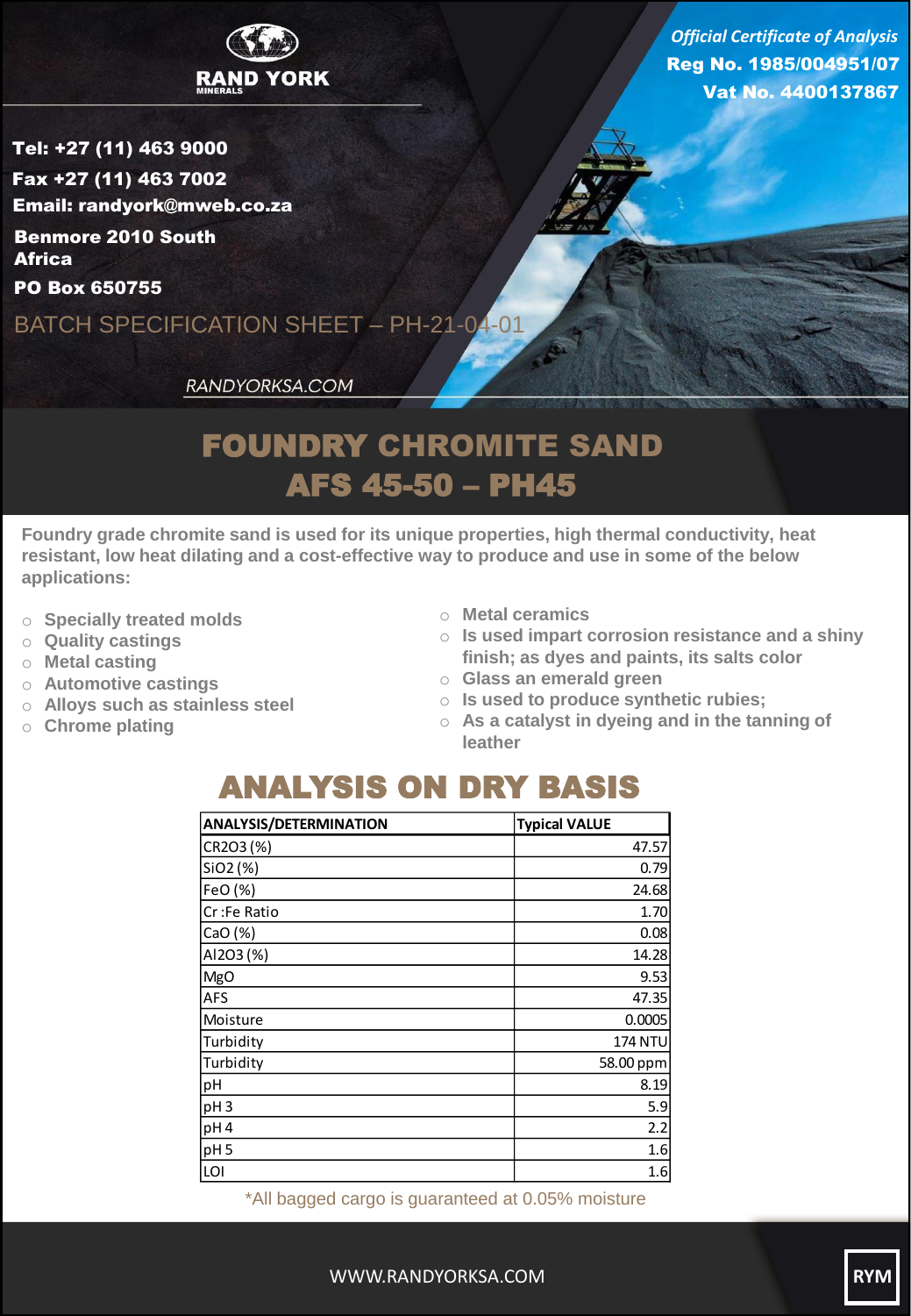RAND YORK MINERALS

*Official Certificate of Analysis*
**Reg No. 1985/004951/07**
**Vat No. 4400137867**

**Tel: +27 (11) 463 9000**
**Fax +27 (11) 463 7002**
**Email: randyork@mweb.co.za**
**Benmore 2010 South Africa**
**PO Box 650755**

BATCH SPECIFICATION SHEET – PH-21-04-01

RANDYORKSA.COM

# FOUNDRY CHROMITE SAND
# AFS 45-50 – PH45

**Foundry grade chromite sand is used for its unique properties, high thermal conductivity, heat resistant, low heat dilating and a cost-effective way to produce and use in some of the below applications:**

- Specially treated molds
- Quality castings
- Metal casting
- Automotive castings
- Alloys such as stainless steel
- Chrome plating
- Metal ceramics
- Is used impart corrosion resistance and a shiny finish; as dyes and paints, its salts color
- Glass an emerald green
- Is used to produce synthetic rubies;
- As a catalyst in dyeing and in the tanning of leather

## ANALYSIS ON DRY BASIS

| ANALYSIS/DETERMINATION | Typical VALUE |
|---|---|
| CR2O3 (%) | 47.57 |
| SiO2 (%) | 0.79 |
| FeO (%) | 24.68 |
| Cr :Fe Ratio | 1.70 |
| CaO (%) | 0.08 |
| Al2O3 (%) | 14.28 |
| MgO | 9.53 |
| AFS | 47.35 |
| Moisture | 0.0005 |
| Turbidity | 174 NTU |
| Turbidity | 58.00 ppm |
| pH | 8.19 |
| pH 3 | 5.9 |
| pH 4 | 2.2 |
| pH 5 | 1.6 |
| LOI | 1.6 |

*All bagged cargo is guaranteed at 0.05% moisture

WWW.RANDYORKSA.COM

RYM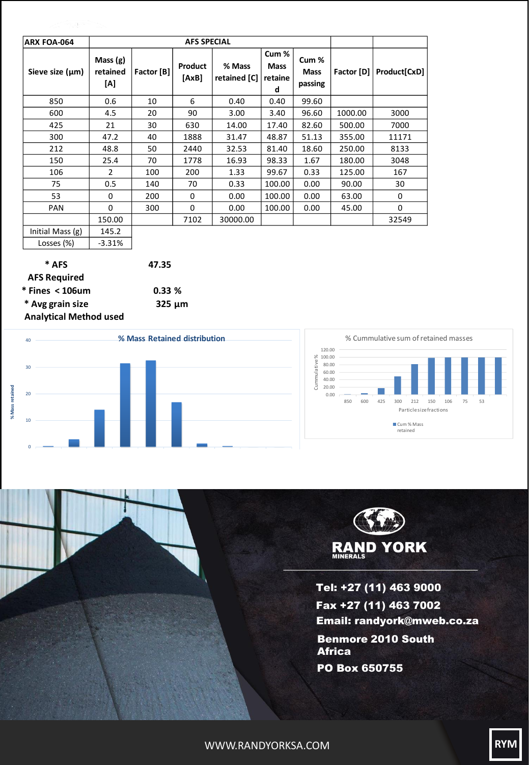| ARX FOA-064 | AFS SPECIAL | | | | | | | |
|---|---|---|---|---|---|---|---|---|
| Sieve size (µm) | Mass (g) retained [A] | Factor [B] | Product [AxB] | % Mass retained [C] | Cum % Mass retained | Cum % Mass passing | Factor [D] | Product[CxD] |
| 850 | 0.6 | 10 | 6 | 0.40 | 0.40 | 99.60 | | |
| 600 | 4.5 | 20 | 90 | 3.00 | 3.40 | 96.60 | 1000.00 | 3000 |
| 425 | 21 | 30 | 630 | 14.00 | 17.40 | 82.60 | 500.00 | 7000 |
| 300 | 47.2 | 40 | 1888 | 31.47 | 48.87 | 51.13 | 355.00 | 11171 |
| 212 | 48.8 | 50 | 2440 | 32.53 | 81.40 | 18.60 | 250.00 | 8133 |
| 150 | 25.4 | 70 | 1778 | 16.93 | 98.33 | 1.67 | 180.00 | 3048 |
| 106 | 2 | 100 | 200 | 1.33 | 99.67 | 0.33 | 125.00 | 167 |
| 75 | 0.5 | 140 | 70 | 0.33 | 100.00 | 0.00 | 90.00 | 30 |
| 53 | 0 | 200 | 0 | 0.00 | 100.00 | 0.00 | 63.00 | 0 |
| PAN | 0 | 300 | 0 | 0.00 | 100.00 | 0.00 | 45.00 | 0 |
| | 150.00 | | 7102 | 30000.00 | | | | 32549 |
| Initial Mass (g) | 145.2 | | | | | | | |
| Losses (%) | -3.31% | | | | | | | |

**\* AFS** 47.35

**AFS Required**

**\* Fines < 106um** 0.33 %

**\* Avg grain size** 325 µm

**Analytical Method used**

% Mass Retained distribution

% Mass retained

0
10
20
30
40

% Cummulative sum of retained masses

Cummulative %

0.00
20.00
40.00
60.00
80.00
100.00
120.00

850 600 425 300 212 150 106 75 53

Particle size fractions

Cum % Mass retained

**RAND YORK**
**MINERALS**

**Tel: +27 (11) 463 9000**

**Fax +27 (11) 463 7002**

**Email: randyork@mweb.co.za**

**Benmore 2010 South Africa**

**PO Box 650755**

WWW.RANDYORKSA.COM

RYM